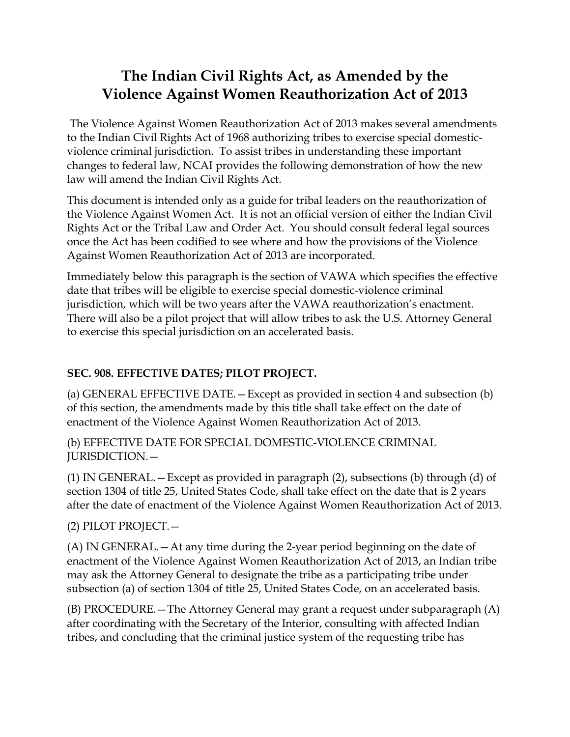# The Indian Civil Rights Act, as Amended by the Violence Against Women Reauthorization Act of 2013

The Violence Against Women Reauthorization Act of 2013 makes several amendments to the Indian Civil Rights Act of 1968 authorizing tribes to exercise special domestic-violence criminal jurisdiction. To assist tribes in understanding these important changes to federal law, NCAI provides the following demonstration of how the new law will amend the Indian Civil Rights Act.

This document is intended only as a guide for tribal leaders on the reauthorization of the Violence Against Women Act. It is not an official version of either the Indian Civil Rights Act or the Tribal Law and Order Act. You should consult federal legal sources once the Act has been codified to see where and how the provisions of the Violence Against Women Reauthorization Act of 2013 are incorporated.

Immediately below this paragraph is the section of VAWA which specifies the effective date that tribes will be eligible to exercise special domestic-violence criminal jurisdiction, which will be two years after the VAWA reauthorization's enactment. There will also be a pilot project that will allow tribes to ask the U.S. Attorney General to exercise this special jurisdiction on an accelerated basis.

**SEC. 908. EFFECTIVE DATES; PILOT PROJECT.**

(a) GENERAL EFFECTIVE DATE.—Except as provided in section 4 and subsection (b) of this section, the amendments made by this title shall take effect on the date of enactment of the Violence Against Women Reauthorization Act of 2013.

(b) EFFECTIVE DATE FOR SPECIAL DOMESTIC-VIOLENCE CRIMINAL JURISDICTION.—

(1) IN GENERAL.—Except as provided in paragraph (2), subsections (b) through (d) of section 1304 of title 25, United States Code, shall take effect on the date that is 2 years after the date of enactment of the Violence Against Women Reauthorization Act of 2013.

(2) PILOT PROJECT.—

(A) IN GENERAL.—At any time during the 2-year period beginning on the date of enactment of the Violence Against Women Reauthorization Act of 2013, an Indian tribe may ask the Attorney General to designate the tribe as a participating tribe under subsection (a) of section 1304 of title 25, United States Code, on an accelerated basis.

(B) PROCEDURE.—The Attorney General may grant a request under subparagraph (A) after coordinating with the Secretary of the Interior, consulting with affected Indian tribes, and concluding that the criminal justice system of the requesting tribe has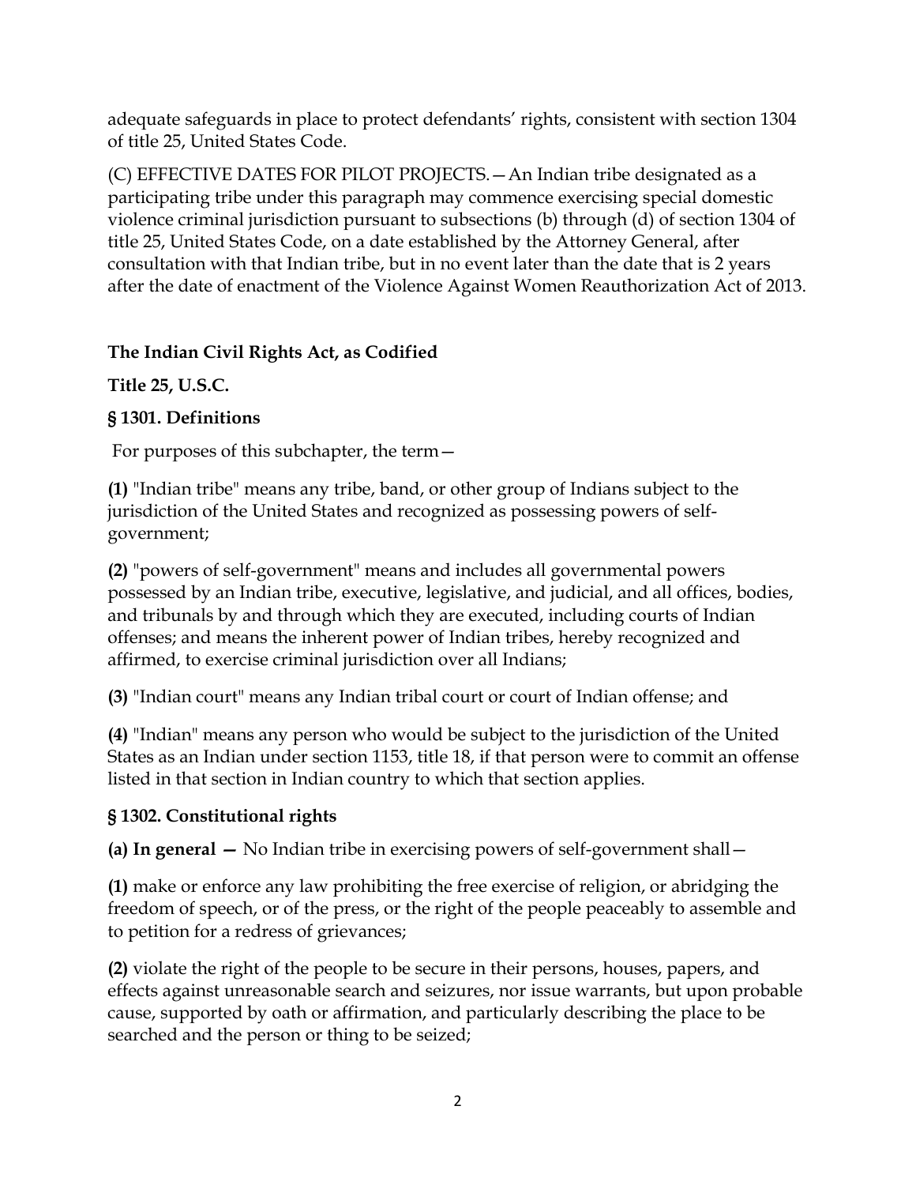adequate safeguards in place to protect defendants' rights, consistent with section 1304 of title 25, United States Code.

(C) EFFECTIVE DATES FOR PILOT PROJECTS.—An Indian tribe designated as a participating tribe under this paragraph may commence exercising special domestic violence criminal jurisdiction pursuant to subsections (b) through (d) of section 1304 of title 25, United States Code, on a date established by the Attorney General, after consultation with that Indian tribe, but in no event later than the date that is 2 years after the date of enactment of the Violence Against Women Reauthorization Act of 2013.

**The Indian Civil Rights Act, as Codified**

**Title 25, U.S.C.**

**§ 1301. Definitions**

For purposes of this subchapter, the term—

**(1)** "Indian tribe" means any tribe, band, or other group of Indians subject to the jurisdiction of the United States and recognized as possessing powers of self-government;

**(2)** "powers of self-government" means and includes all governmental powers possessed by an Indian tribe, executive, legislative, and judicial, and all offices, bodies, and tribunals by and through which they are executed, including courts of Indian offenses; and means the inherent power of Indian tribes, hereby recognized and affirmed, to exercise criminal jurisdiction over all Indians;

**(3)** "Indian court" means any Indian tribal court or court of Indian offense; and

**(4)** "Indian" means any person who would be subject to the jurisdiction of the United States as an Indian under section 1153, title 18, if that person were to commit an offense listed in that section in Indian country to which that section applies.

**§ 1302. Constitutional rights**

**(a) In general —** No Indian tribe in exercising powers of self-government shall—

**(1)** make or enforce any law prohibiting the free exercise of religion, or abridging the freedom of speech, or of the press, or the right of the people peaceably to assemble and to petition for a redress of grievances;

**(2)** violate the right of the people to be secure in their persons, houses, papers, and effects against unreasonable search and seizures, nor issue warrants, but upon probable cause, supported by oath or affirmation, and particularly describing the place to be searched and the person or thing to be seized;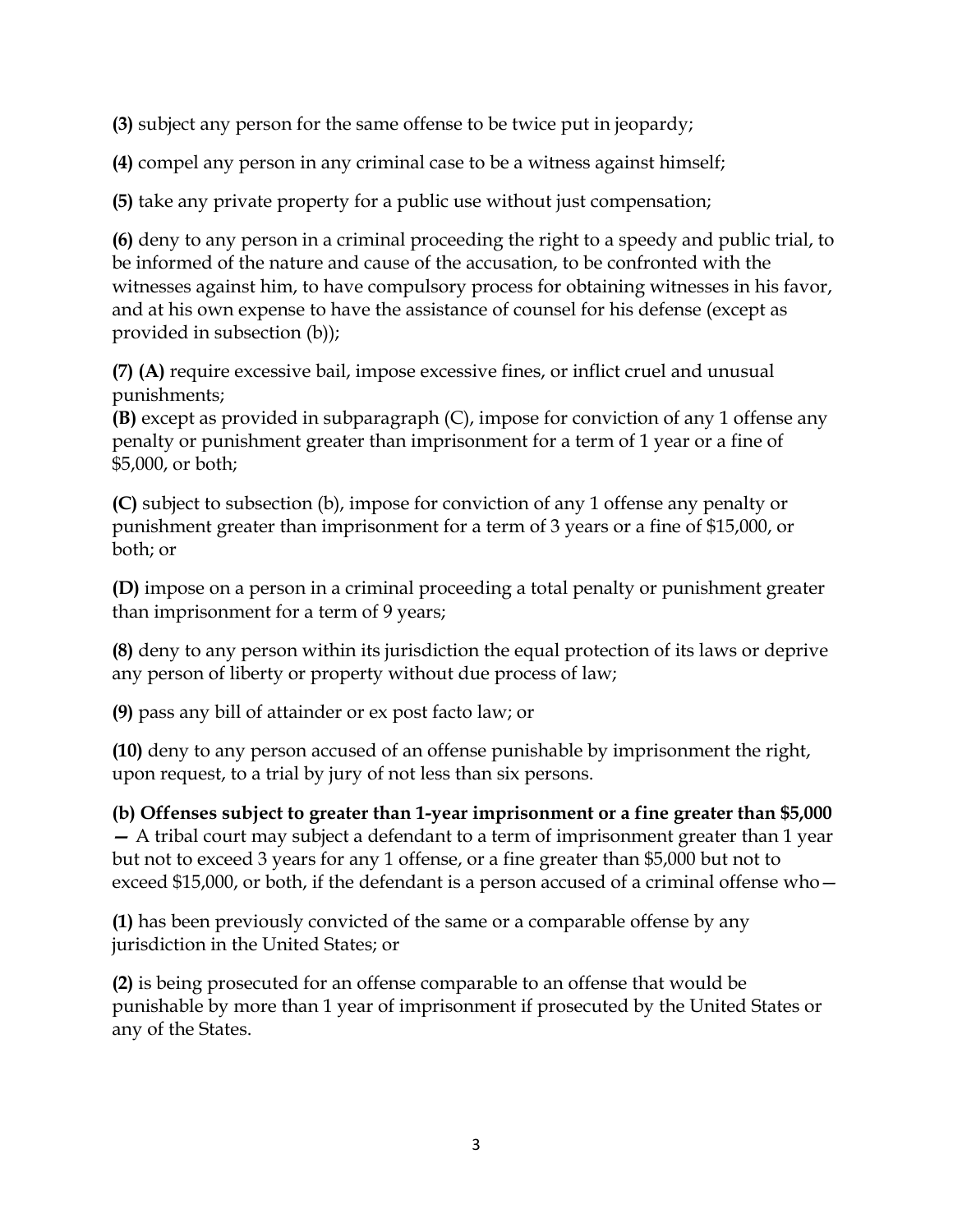**(3)** subject any person for the same offense to be twice put in jeopardy;

**(4)** compel any person in any criminal case to be a witness against himself;

**(5)** take any private property for a public use without just compensation;

**(6)** deny to any person in a criminal proceeding the right to a speedy and public trial, to be informed of the nature and cause of the accusation, to be confronted with the witnesses against him, to have compulsory process for obtaining witnesses in his favor, and at his own expense to have the assistance of counsel for his defense (except as provided in subsection (b));

**(7) (A)** require excessive bail, impose excessive fines, or inflict cruel and unusual punishments;
**(B)** except as provided in subparagraph (C), impose for conviction of any 1 offense any penalty or punishment greater than imprisonment for a term of 1 year or a fine of $5,000, or both;

**(C)** subject to subsection (b), impose for conviction of any 1 offense any penalty or punishment greater than imprisonment for a term of 3 years or a fine of $15,000, or both; or

**(D)** impose on a person in a criminal proceeding a total penalty or punishment greater than imprisonment for a term of 9 years;

**(8)** deny to any person within its jurisdiction the equal protection of its laws or deprive any person of liberty or property without due process of law;

**(9)** pass any bill of attainder or ex post facto law; or

**(10)** deny to any person accused of an offense punishable by imprisonment the right, upon request, to a trial by jury of not less than six persons.

**(b) Offenses subject to greater than 1-year imprisonment or a fine greater than $5,000 —** A tribal court may subject a defendant to a term of imprisonment greater than 1 year but not to exceed 3 years for any 1 offense, or a fine greater than $5,000 but not to exceed $15,000, or both, if the defendant is a person accused of a criminal offense who—

**(1)** has been previously convicted of the same or a comparable offense by any jurisdiction in the United States; or

**(2)** is being prosecuted for an offense comparable to an offense that would be punishable by more than 1 year of imprisonment if prosecuted by the United States or any of the States.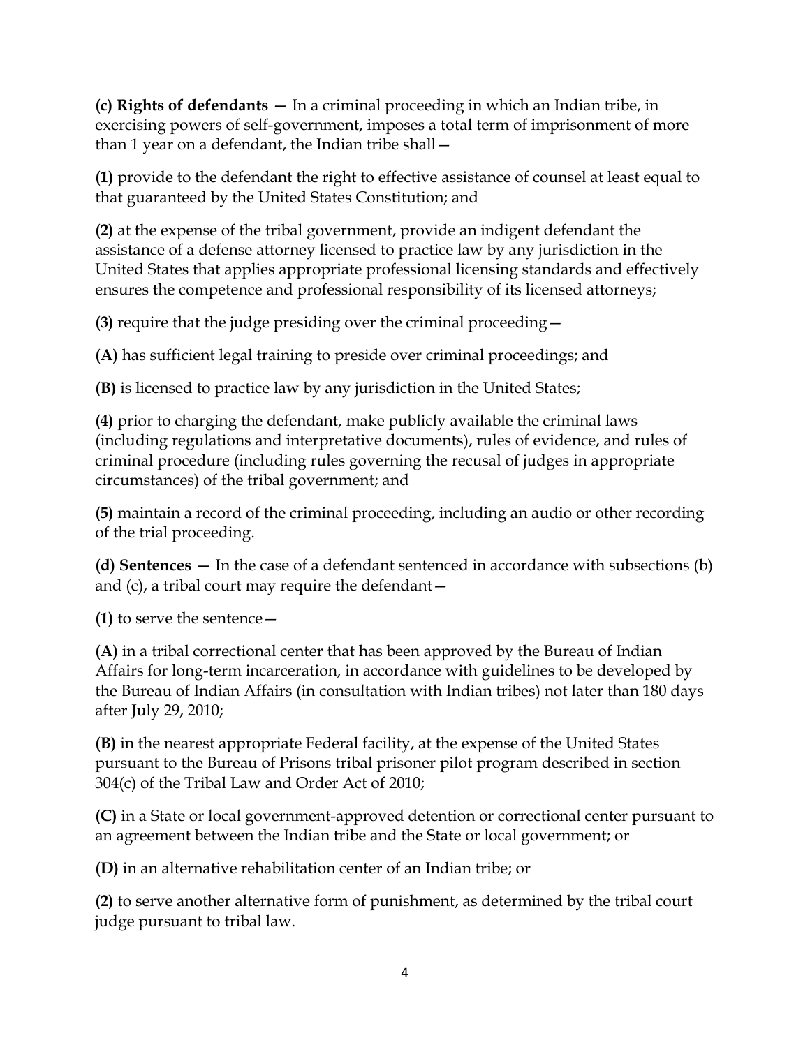**(c) Rights of defendants —** In a criminal proceeding in which an Indian tribe, in exercising powers of self-government, imposes a total term of imprisonment of more than 1 year on a defendant, the Indian tribe shall—

**(1)** provide to the defendant the right to effective assistance of counsel at least equal to that guaranteed by the United States Constitution; and

**(2)** at the expense of the tribal government, provide an indigent defendant the assistance of a defense attorney licensed to practice law by any jurisdiction in the United States that applies appropriate professional licensing standards and effectively ensures the competence and professional responsibility of its licensed attorneys;

**(3)** require that the judge presiding over the criminal proceeding—

**(A)** has sufficient legal training to preside over criminal proceedings; and

**(B)** is licensed to practice law by any jurisdiction in the United States;

**(4)** prior to charging the defendant, make publicly available the criminal laws (including regulations and interpretative documents), rules of evidence, and rules of criminal procedure (including rules governing the recusal of judges in appropriate circumstances) of the tribal government; and

**(5)** maintain a record of the criminal proceeding, including an audio or other recording of the trial proceeding.

**(d) Sentences —** In the case of a defendant sentenced in accordance with subsections (b) and (c), a tribal court may require the defendant—

**(1)** to serve the sentence—

**(A)** in a tribal correctional center that has been approved by the Bureau of Indian Affairs for long-term incarceration, in accordance with guidelines to be developed by the Bureau of Indian Affairs (in consultation with Indian tribes) not later than 180 days after July 29, 2010;

**(B)** in the nearest appropriate Federal facility, at the expense of the United States pursuant to the Bureau of Prisons tribal prisoner pilot program described in section 304(c) of the Tribal Law and Order Act of 2010;

**(C)** in a State or local government-approved detention or correctional center pursuant to an agreement between the Indian tribe and the State or local government; or

**(D)** in an alternative rehabilitation center of an Indian tribe; or

**(2)** to serve another alternative form of punishment, as determined by the tribal court judge pursuant to tribal law.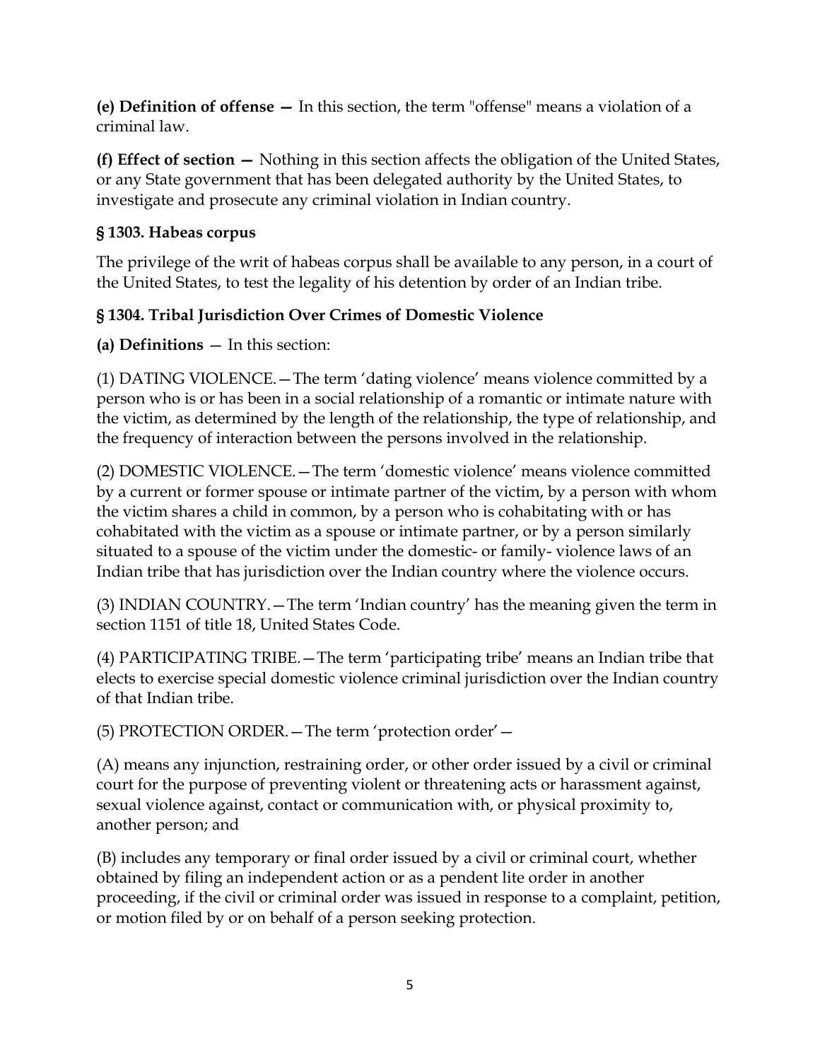**(e) Definition of offense —** In this section, the term "offense" means a violation of a criminal law.

**(f) Effect of section —** Nothing in this section affects the obligation of the United States, or any State government that has been delegated authority by the United States, to investigate and prosecute any criminal violation in Indian country.

### § 1303. Habeas corpus

The privilege of the writ of habeas corpus shall be available to any person, in a court of the United States, to test the legality of his detention by order of an Indian tribe.

### § 1304. Tribal Jurisdiction Over Crimes of Domestic Violence

**(a) Definitions** — In this section:

(1) DATING VIOLENCE.—The term 'dating violence' means violence committed by a person who is or has been in a social relationship of a romantic or intimate nature with the victim, as determined by the length of the relationship, the type of relationship, and the frequency of interaction between the persons involved in the relationship.

(2) DOMESTIC VIOLENCE.—The term 'domestic violence' means violence committed by a current or former spouse or intimate partner of the victim, by a person with whom the victim shares a child in common, by a person who is cohabitating with or has cohabitated with the victim as a spouse or intimate partner, or by a person similarly situated to a spouse of the victim under the domestic- or family- violence laws of an Indian tribe that has jurisdiction over the Indian country where the violence occurs.

(3) INDIAN COUNTRY.—The term 'Indian country' has the meaning given the term in section 1151 of title 18, United States Code.

(4) PARTICIPATING TRIBE.—The term 'participating tribe' means an Indian tribe that elects to exercise special domestic violence criminal jurisdiction over the Indian country of that Indian tribe.

(5) PROTECTION ORDER.—The term 'protection order'—

(A) means any injunction, restraining order, or other order issued by a civil or criminal court for the purpose of preventing violent or threatening acts or harassment against, sexual violence against, contact or communication with, or physical proximity to, another person; and

(B) includes any temporary or final order issued by a civil or criminal court, whether obtained by filing an independent action or as a pendent lite order in another proceeding, if the civil or criminal order was issued in response to a complaint, petition, or motion filed by or on behalf of a person seeking protection.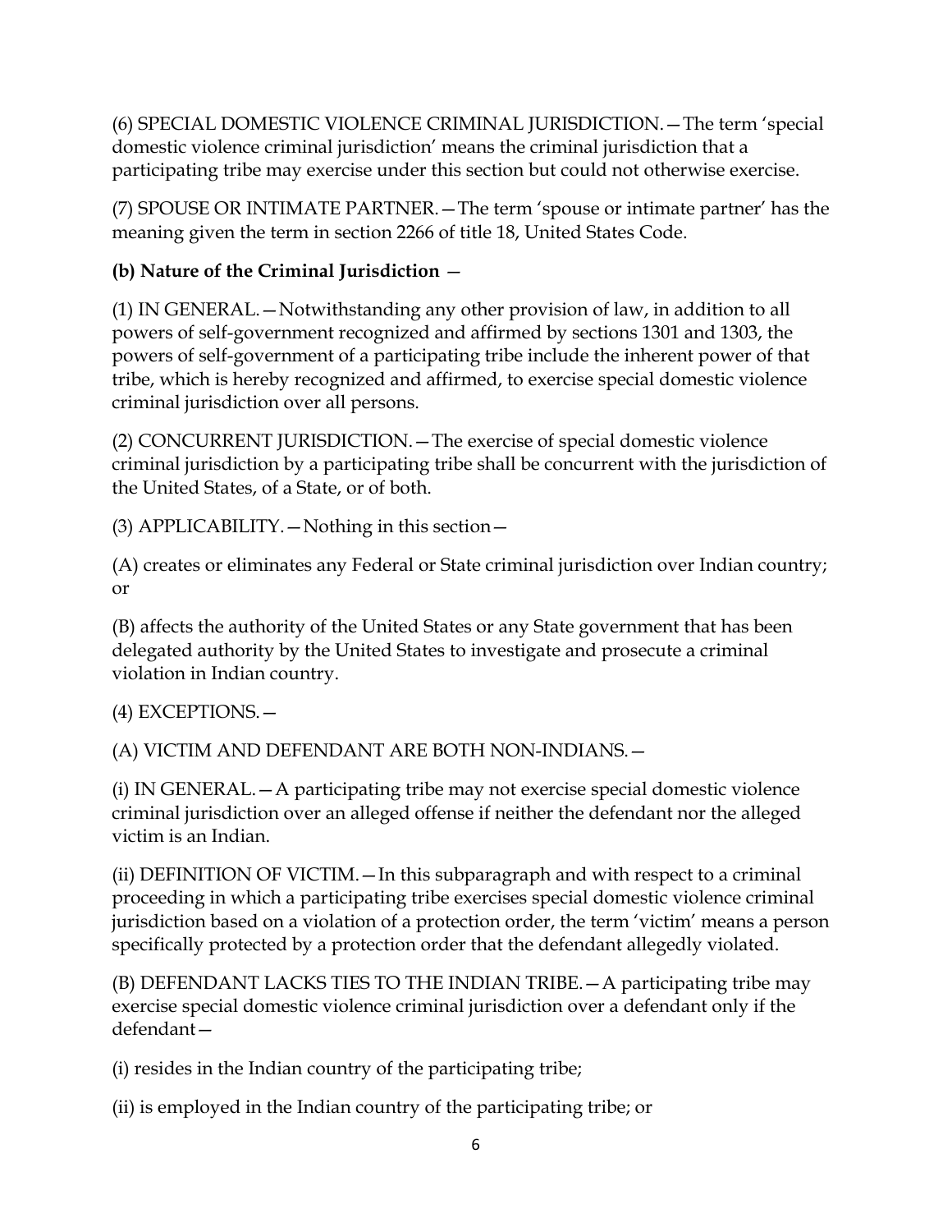(6) SPECIAL DOMESTIC VIOLENCE CRIMINAL JURISDICTION.—The term 'special domestic violence criminal jurisdiction' means the criminal jurisdiction that a participating tribe may exercise under this section but could not otherwise exercise.

(7) SPOUSE OR INTIMATE PARTNER.—The term 'spouse or intimate partner' has the meaning given the term in section 2266 of title 18, United States Code.

**(b) Nature of the Criminal Jurisdiction** —

(1) IN GENERAL.—Notwithstanding any other provision of law, in addition to all powers of self-government recognized and affirmed by sections 1301 and 1303, the powers of self-government of a participating tribe include the inherent power of that tribe, which is hereby recognized and affirmed, to exercise special domestic violence criminal jurisdiction over all persons.

(2) CONCURRENT JURISDICTION.—The exercise of special domestic violence criminal jurisdiction by a participating tribe shall be concurrent with the jurisdiction of the United States, of a State, or of both.

(3) APPLICABILITY.—Nothing in this section—

(A) creates or eliminates any Federal or State criminal jurisdiction over Indian country; or

(B) affects the authority of the United States or any State government that has been delegated authority by the United States to investigate and prosecute a criminal violation in Indian country.

(4) EXCEPTIONS.—

(A) VICTIM AND DEFENDANT ARE BOTH NON-INDIANS.—

(i) IN GENERAL.—A participating tribe may not exercise special domestic violence criminal jurisdiction over an alleged offense if neither the defendant nor the alleged victim is an Indian.

(ii) DEFINITION OF VICTIM.—In this subparagraph and with respect to a criminal proceeding in which a participating tribe exercises special domestic violence criminal jurisdiction based on a violation of a protection order, the term 'victim' means a person specifically protected by a protection order that the defendant allegedly violated.

(B) DEFENDANT LACKS TIES TO THE INDIAN TRIBE.—A participating tribe may exercise special domestic violence criminal jurisdiction over a defendant only if the defendant—

(i) resides in the Indian country of the participating tribe;

(ii) is employed in the Indian country of the participating tribe; or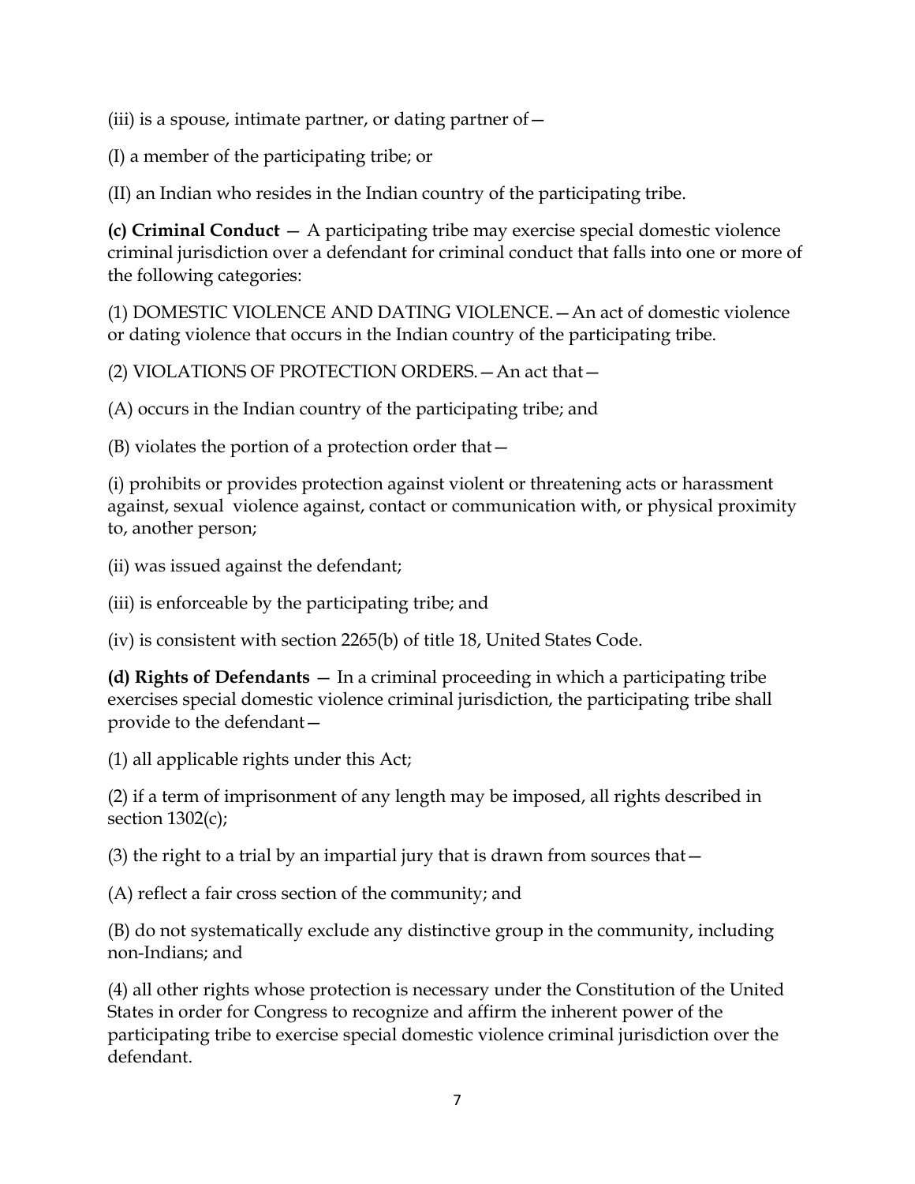(iii) is a spouse, intimate partner, or dating partner of—

(I) a member of the participating tribe; or

(II) an Indian who resides in the Indian country of the participating tribe.

**(c) Criminal Conduct** — A participating tribe may exercise special domestic violence criminal jurisdiction over a defendant for criminal conduct that falls into one or more of the following categories:

(1) DOMESTIC VIOLENCE AND DATING VIOLENCE.—An act of domestic violence or dating violence that occurs in the Indian country of the participating tribe.

(2) VIOLATIONS OF PROTECTION ORDERS.—An act that—

(A) occurs in the Indian country of the participating tribe; and

(B) violates the portion of a protection order that—

(i) prohibits or provides protection against violent or threatening acts or harassment against, sexual violence against, contact or communication with, or physical proximity to, another person;

(ii) was issued against the defendant;

(iii) is enforceable by the participating tribe; and

(iv) is consistent with section 2265(b) of title 18, United States Code.

**(d) Rights of Defendants** — In a criminal proceeding in which a participating tribe exercises special domestic violence criminal jurisdiction, the participating tribe shall provide to the defendant—

(1) all applicable rights under this Act;

(2) if a term of imprisonment of any length may be imposed, all rights described in section 1302(c);

(3) the right to a trial by an impartial jury that is drawn from sources that—

(A) reflect a fair cross section of the community; and

(B) do not systematically exclude any distinctive group in the community, including non-Indians; and

(4) all other rights whose protection is necessary under the Constitution of the United States in order for Congress to recognize and affirm the inherent power of the participating tribe to exercise special domestic violence criminal jurisdiction over the defendant.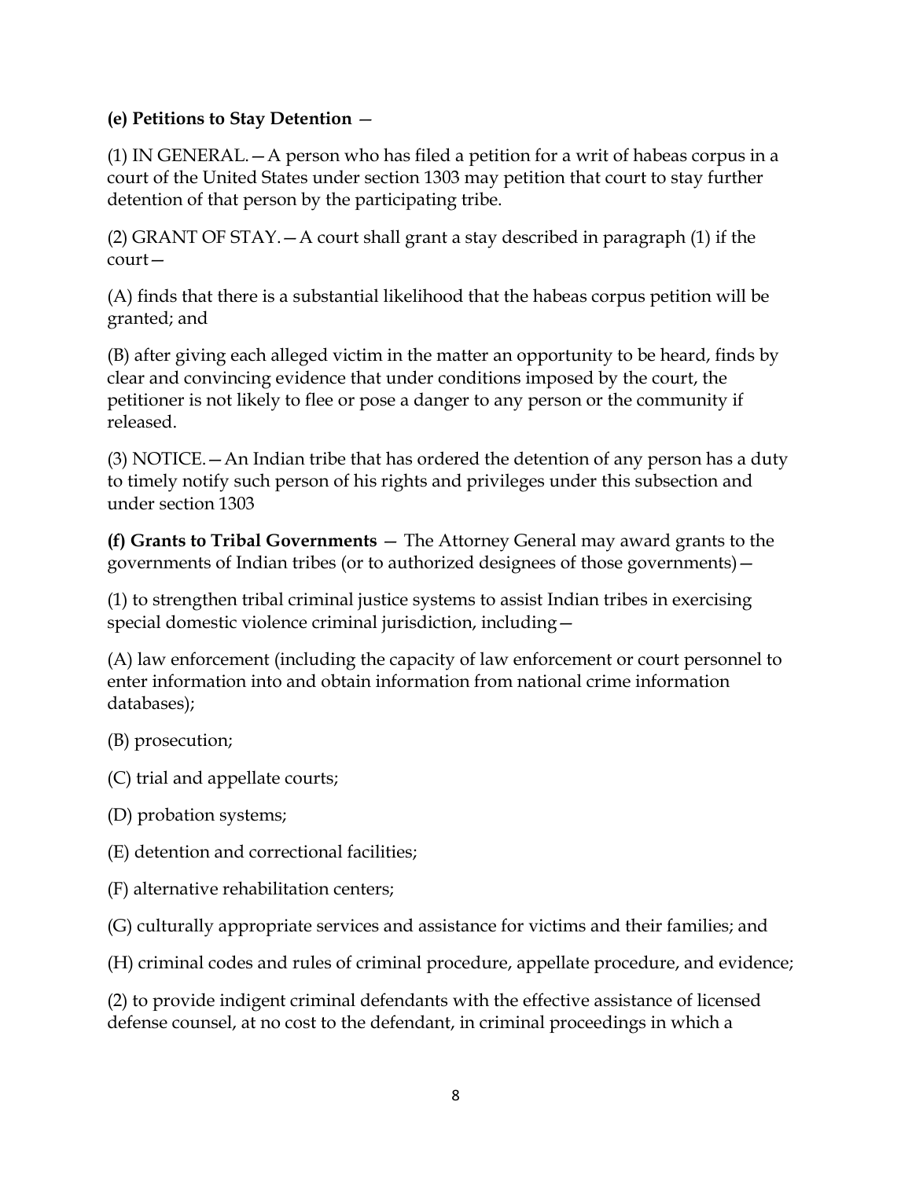**(e) Petitions to Stay Detention** —

(1) IN GENERAL.—A person who has filed a petition for a writ of habeas corpus in a court of the United States under section 1303 may petition that court to stay further detention of that person by the participating tribe.

(2) GRANT OF STAY.—A court shall grant a stay described in paragraph (1) if the court—

(A) finds that there is a substantial likelihood that the habeas corpus petition will be granted; and

(B) after giving each alleged victim in the matter an opportunity to be heard, finds by clear and convincing evidence that under conditions imposed by the court, the petitioner is not likely to flee or pose a danger to any person or the community if released.

(3) NOTICE.—An Indian tribe that has ordered the detention of any person has a duty to timely notify such person of his rights and privileges under this subsection and under section 1303

**(f) Grants to Tribal Governments** — The Attorney General may award grants to the governments of Indian tribes (or to authorized designees of those governments)—

(1) to strengthen tribal criminal justice systems to assist Indian tribes in exercising special domestic violence criminal jurisdiction, including—

(A) law enforcement (including the capacity of law enforcement or court personnel to enter information into and obtain information from national crime information databases);

(B) prosecution;

(C) trial and appellate courts;

(D) probation systems;

(E) detention and correctional facilities;

(F) alternative rehabilitation centers;

(G) culturally appropriate services and assistance for victims and their families; and

(H) criminal codes and rules of criminal procedure, appellate procedure, and evidence;

(2) to provide indigent criminal defendants with the effective assistance of licensed defense counsel, at no cost to the defendant, in criminal proceedings in which a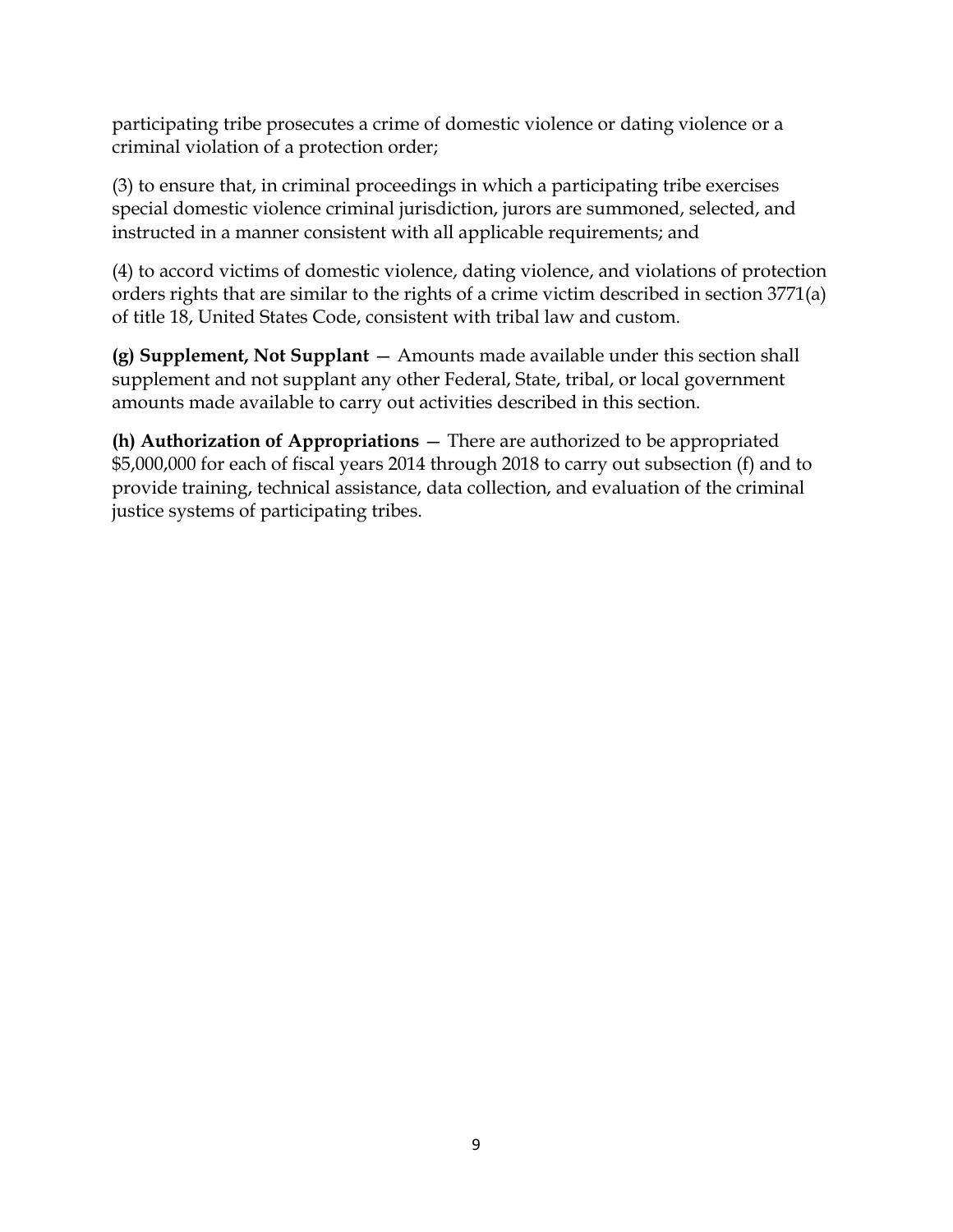participating tribe prosecutes a crime of domestic violence or dating violence or a criminal violation of a protection order;

(3) to ensure that, in criminal proceedings in which a participating tribe exercises special domestic violence criminal jurisdiction, jurors are summoned, selected, and instructed in a manner consistent with all applicable requirements; and

(4) to accord victims of domestic violence, dating violence, and violations of protection orders rights that are similar to the rights of a crime victim described in section 3771(a) of title 18, United States Code, consistent with tribal law and custom.

**(g) Supplement, Not Supplant** — Amounts made available under this section shall supplement and not supplant any other Federal, State, tribal, or local government amounts made available to carry out activities described in this section.

**(h) Authorization of Appropriations** — There are authorized to be appropriated $5,000,000 for each of fiscal years 2014 through 2018 to carry out subsection (f) and to provide training, technical assistance, data collection, and evaluation of the criminal justice systems of participating tribes.